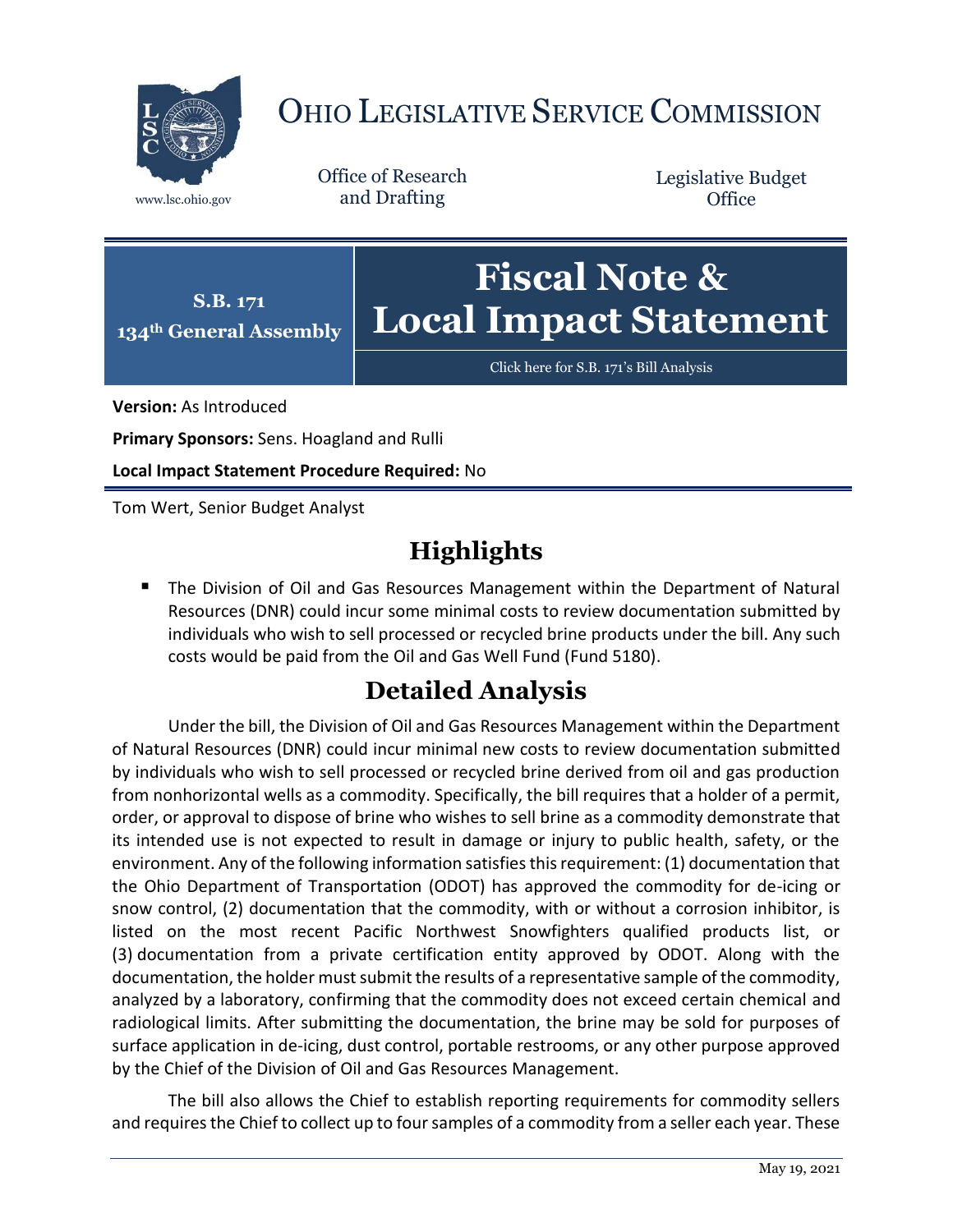# OHIO LEGISLATIVE SERVICE COMMISSION

www.lsc.ohio.gov

Office of Research and Drafting

Legislative Budget Office

**S.B. 171**
**134th General Assembly**

# Fiscal Note & Local Impact Statement

Click here for S.B. 171's Bill Analysis

**Version:** As Introduced

**Primary Sponsors:** Sens. Hoagland and Rulli

**Local Impact Statement Procedure Required:** No

Tom Wert, Senior Budget Analyst

## Highlights

- The Division of Oil and Gas Resources Management within the Department of Natural Resources (DNR) could incur some minimal costs to review documentation submitted by individuals who wish to sell processed or recycled brine products under the bill. Any such costs would be paid from the Oil and Gas Well Fund (Fund 5180).

## Detailed Analysis

Under the bill, the Division of Oil and Gas Resources Management within the Department of Natural Resources (DNR) could incur minimal new costs to review documentation submitted by individuals who wish to sell processed or recycled brine derived from oil and gas production from nonhorizontal wells as a commodity. Specifically, the bill requires that a holder of a permit, order, or approval to dispose of brine who wishes to sell brine as a commodity demonstrate that its intended use is not expected to result in damage or injury to public health, safety, or the environment. Any of the following information satisfies this requirement: (1) documentation that the Ohio Department of Transportation (ODOT) has approved the commodity for de-icing or snow control, (2) documentation that the commodity, with or without a corrosion inhibitor, is listed on the most recent Pacific Northwest Snowfighters qualified products list, or (3) documentation from a private certification entity approved by ODOT. Along with the documentation, the holder must submit the results of a representative sample of the commodity, analyzed by a laboratory, confirming that the commodity does not exceed certain chemical and radiological limits. After submitting the documentation, the brine may be sold for purposes of surface application in de-icing, dust control, portable restrooms, or any other purpose approved by the Chief of the Division of Oil and Gas Resources Management.

The bill also allows the Chief to establish reporting requirements for commodity sellers and requires the Chief to collect up to four samples of a commodity from a seller each year. These

May 19, 2021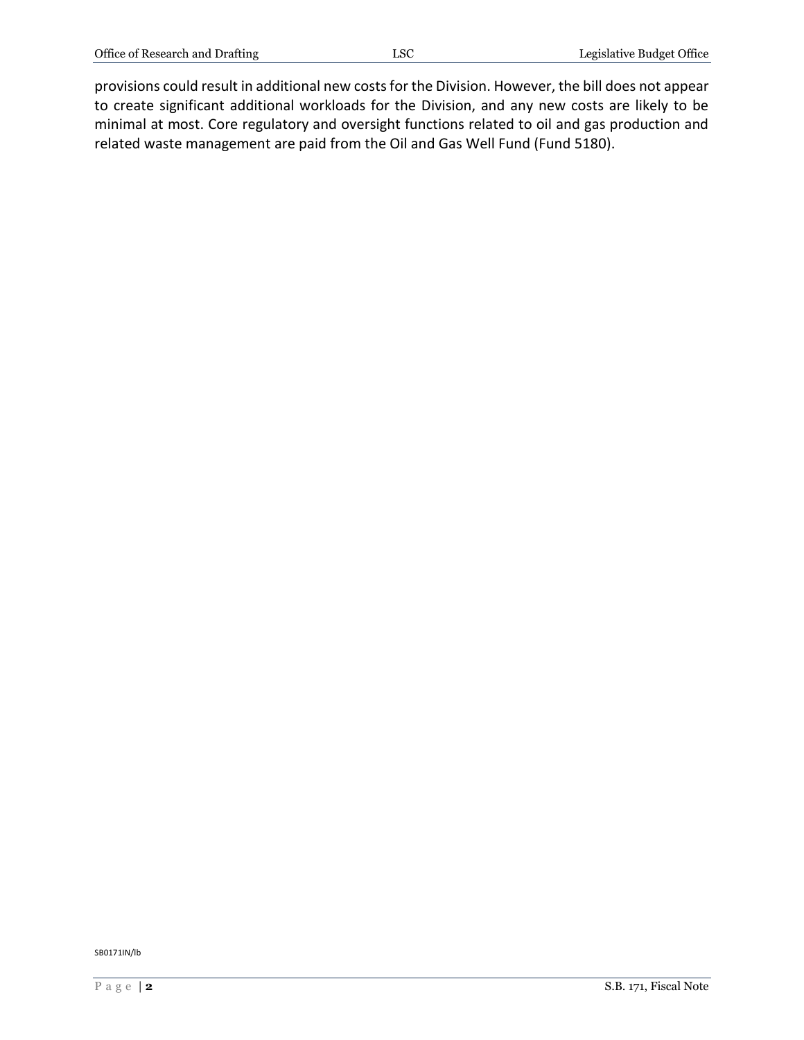provisions could result in additional new costs for the Division. However, the bill does not appear to create significant additional workloads for the Division, and any new costs are likely to be minimal at most. Core regulatory and oversight functions related to oil and gas production and related waste management are paid from the Oil and Gas Well Fund (Fund 5180).

SB0171IN/lb